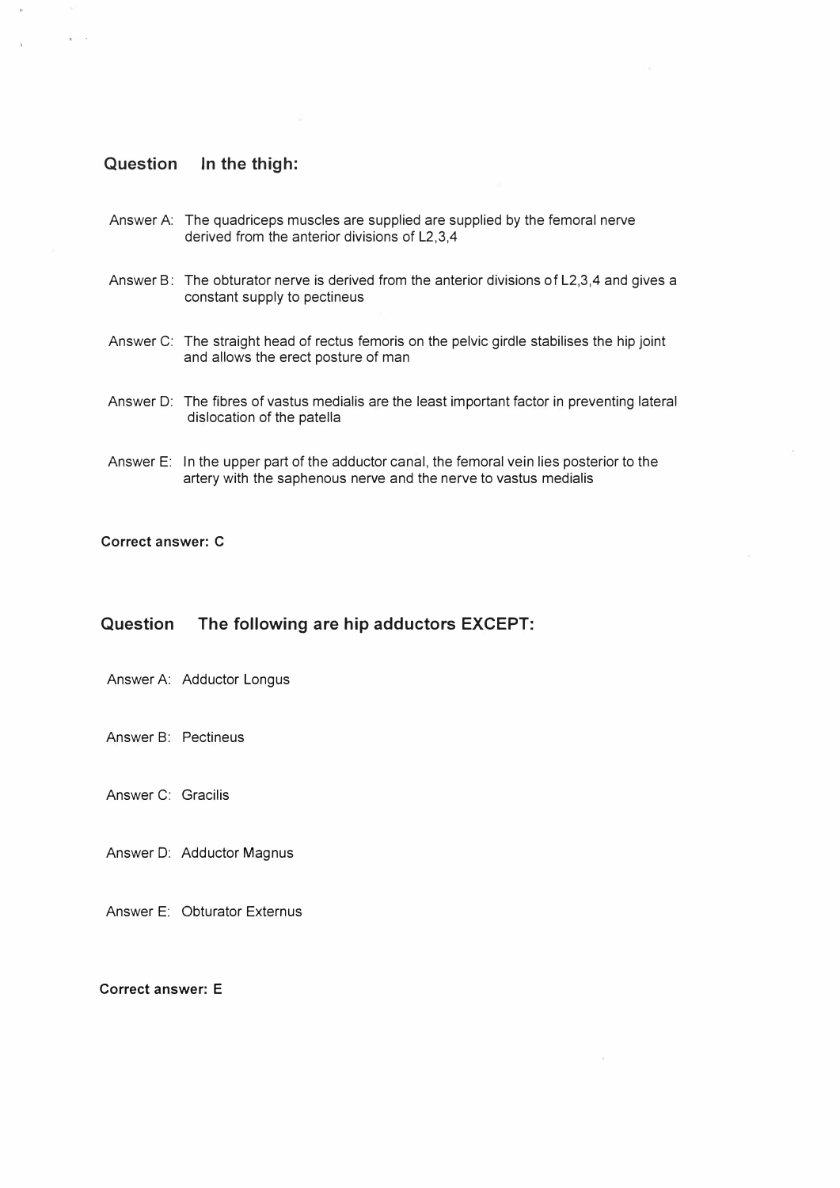## Question In the thigh:

Answer A: The quadriceps muscles are supplied are supplied by the femoral nerve derived from the anterior divisions of L2,3,4

Answer B: The obturator nerve is derived from the anterior divisions of L2,3,4 and gives a constant supply to pectineus

Answer C: The straight head of rectus femoris on the pelvic girdle stabilises the hip joint and allows the erect posture of man

Answer D: The fibres of vastus medialis are the least important factor in preventing lateral dislocation of the patella

Answer E: In the upper part of the adductor canal, the femoral vein lies posterior to the artery with the saphenous nerve and the nerve to vastus medialis

**Correct answer: C**

## Question The following are hip adductors EXCEPT:

Answer A: Adductor Longus

Answer B: Pectineus

Answer C: Gracilis

Answer D: Adductor Magnus

Answer E: Obturator Externus

**Correct answer: E**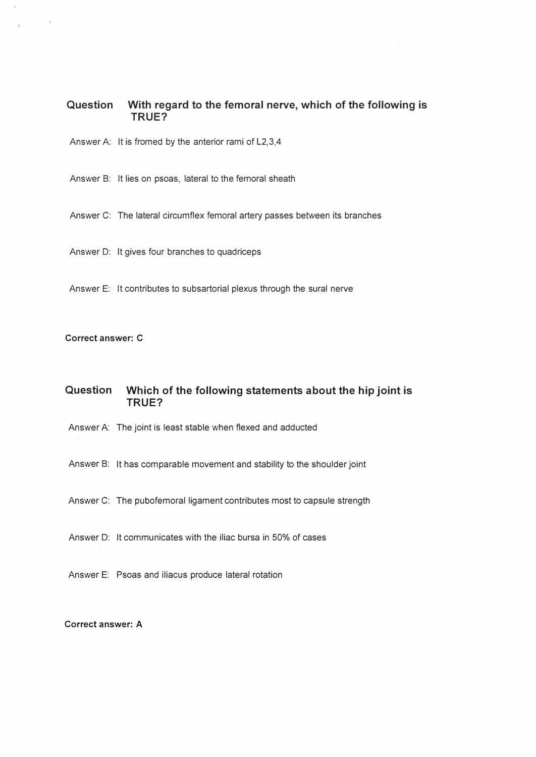**Question** **With regard to the femoral nerve, which of the following is TRUE?**

Answer A: It is fromed by the anterior rami of L2,3,4

Answer B: It lies on psoas, lateral to the femoral sheath

Answer C: The lateral circumflex femoral artery passes between its branches

Answer D: It gives four branches to quadriceps

Answer E: It contributes to subsartorial plexus through the sural nerve

**Correct answer: C**

**Question** **Which of the following statements about the hip joint is TRUE?**

Answer A: The joint is least stable when flexed and adducted

Answer B: It has comparable movement and stability to the shoulder joint

Answer C: The pubofemoral ligament contributes most to capsule strength

Answer D: It communicates with the iliac bursa in 50% of cases

Answer E: Psoas and iliacus produce lateral rotation

**Correct answer: A**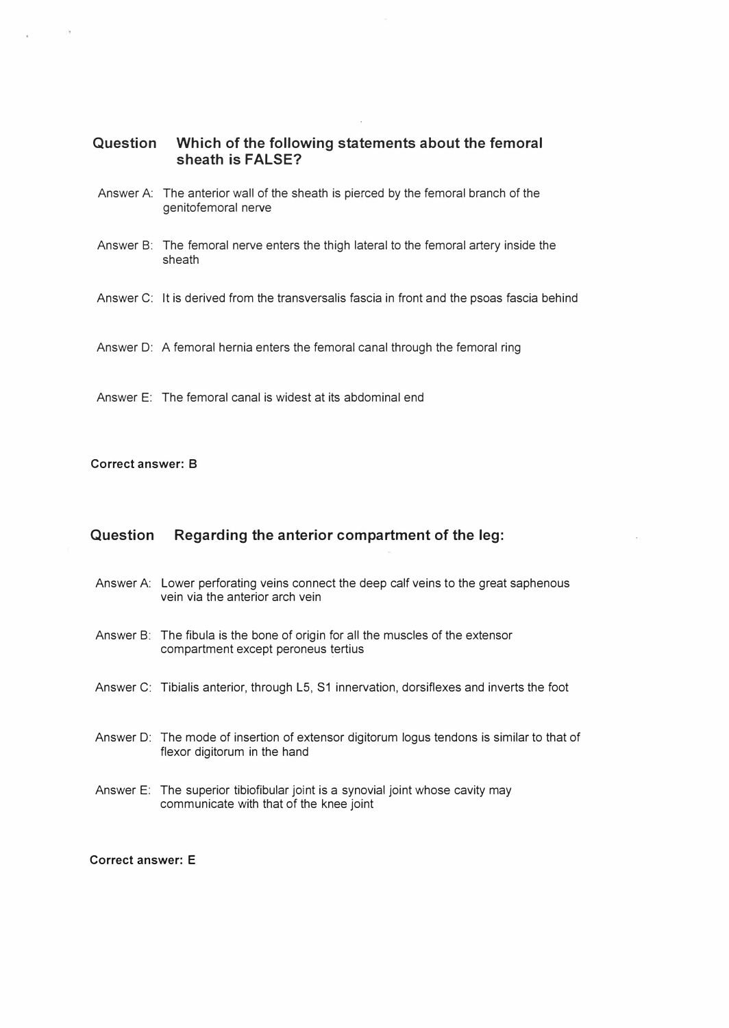**Question** **Which of the following statements about the femoral sheath is FALSE?**

Answer A: The anterior wall of the sheath is pierced by the femoral branch of the genitofemoral nerve

Answer B: The femoral nerve enters the thigh lateral to the femoral artery inside the sheath

Answer C: It is derived from the transversalis fascia in front and the psoas fascia behind

Answer D: A femoral hernia enters the femoral canal through the femoral ring

Answer E: The femoral canal is widest at its abdominal end

**Correct answer: B**

**Question** **Regarding the anterior compartment of the leg:**

Answer A: Lower perforating veins connect the deep calf veins to the great saphenous vein via the anterior arch vein

Answer B: The fibula is the bone of origin for all the muscles of the extensor compartment except peroneus tertius

Answer C: Tibialis anterior, through L5, S1 innervation, dorsiflexes and inverts the foot

Answer D: The mode of insertion of extensor digitorum logus tendons is similar to that of flexor digitorum in the hand

Answer E: The superior tibiofibular joint is a synovial joint whose cavity may communicate with that of the knee joint

**Correct answer: E**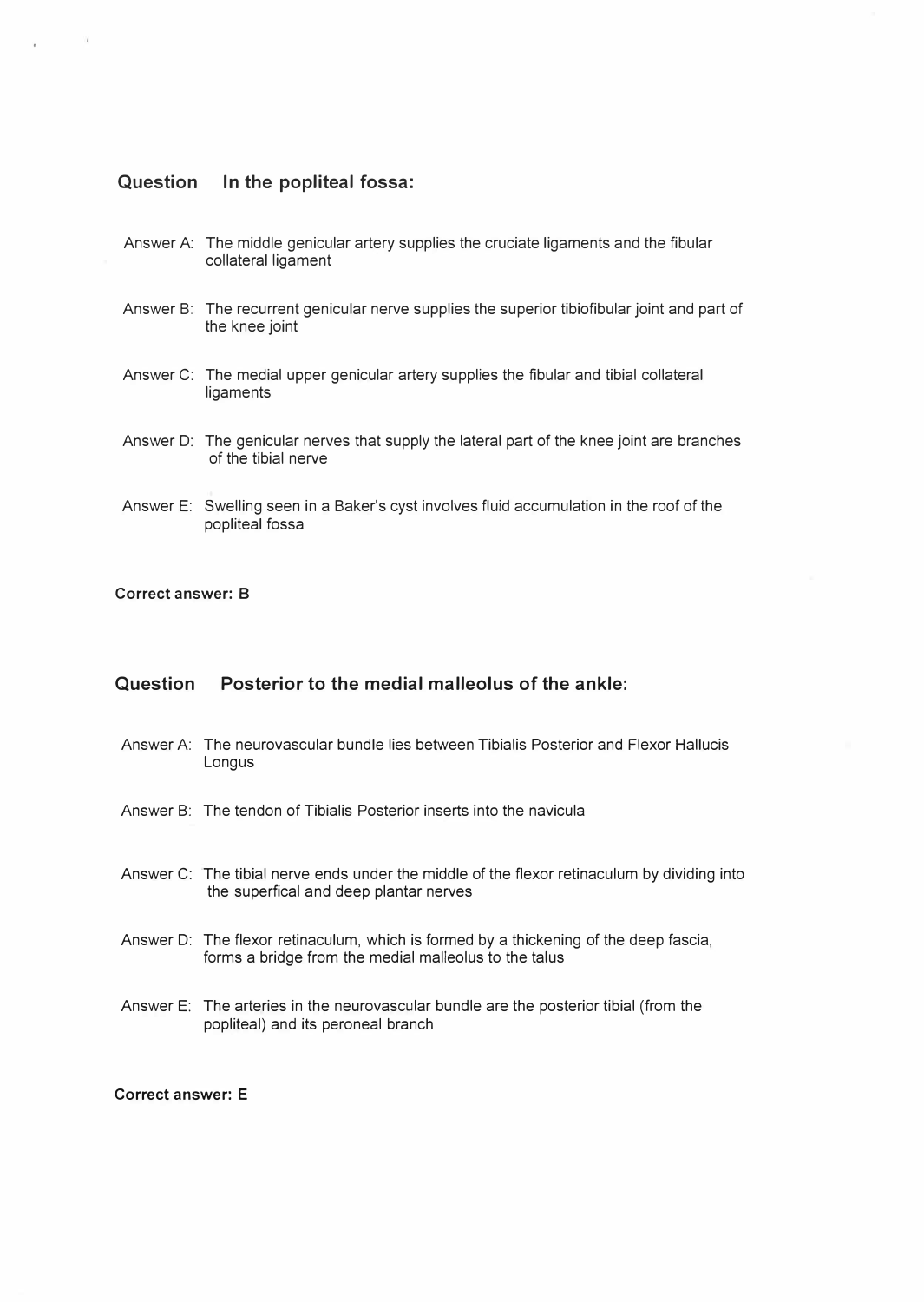## Question In the popliteal fossa:

Answer A: The middle genicular artery supplies the cruciate ligaments and the fibular collateral ligament

Answer B: The recurrent genicular nerve supplies the superior tibiofibular joint and part of the knee joint

Answer C: The medial upper genicular artery supplies the fibular and tibial collateral ligaments

Answer D: The genicular nerves that supply the lateral part of the knee joint are branches of the tibial nerve

Answer E: Swelling seen in a Baker's cyst involves fluid accumulation in the roof of the popliteal fossa

**Correct answer: B**

## Question Posterior to the medial malleolus of the ankle:

Answer A: The neurovascular bundle lies between Tibialis Posterior and Flexor Hallucis Longus

Answer B: The tendon of Tibialis Posterior inserts into the navicula

Answer C: The tibial nerve ends under the middle of the flexor retinaculum by dividing into the superfical and deep plantar nerves

Answer D: The flexor retinaculum, which is formed by a thickening of the deep fascia, forms a bridge from the medial malleolus to the talus

Answer E: The arteries in the neurovascular bundle are the posterior tibial (from the popliteal) and its peroneal branch

**Correct answer: E**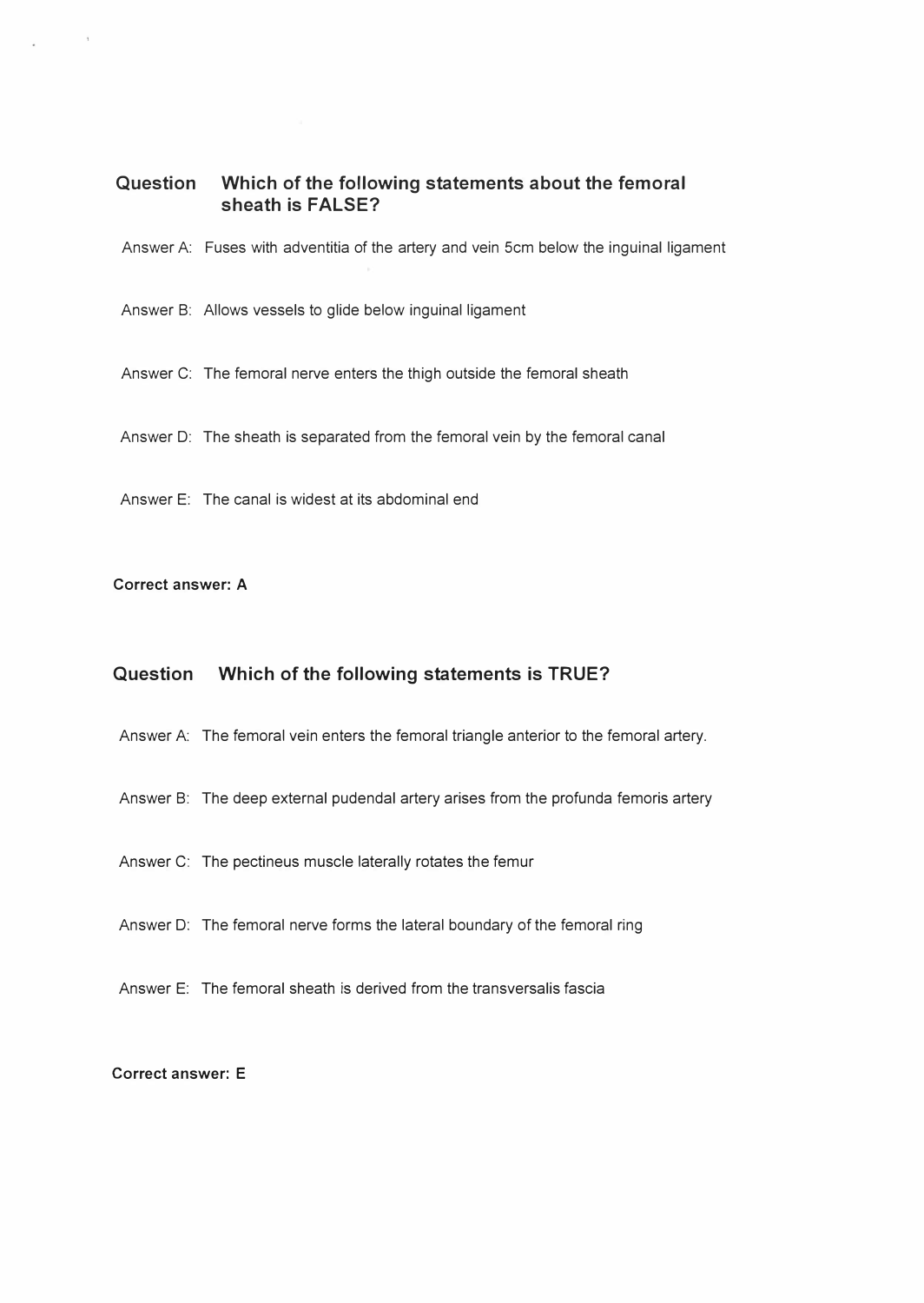**Question** **Which of the following statements about the femoral sheath is FALSE?**

Answer A: Fuses with adventitia of the artery and vein 5cm below the inguinal ligament

Answer B: Allows vessels to glide below inguinal ligament

Answer C: The femoral nerve enters the thigh outside the femoral sheath

Answer D: The sheath is separated from the femoral vein by the femoral canal

Answer E: The canal is widest at its abdominal end

**Correct answer: A**

**Question** **Which of the following statements is TRUE?**

Answer A: The femoral vein enters the femoral triangle anterior to the femoral artery.

Answer B: The deep external pudendal artery arises from the profunda femoris artery

Answer C: The pectineus muscle laterally rotates the femur

Answer D: The femoral nerve forms the lateral boundary of the femoral ring

Answer E: The femoral sheath is derived from the transversalis fascia

**Correct answer: E**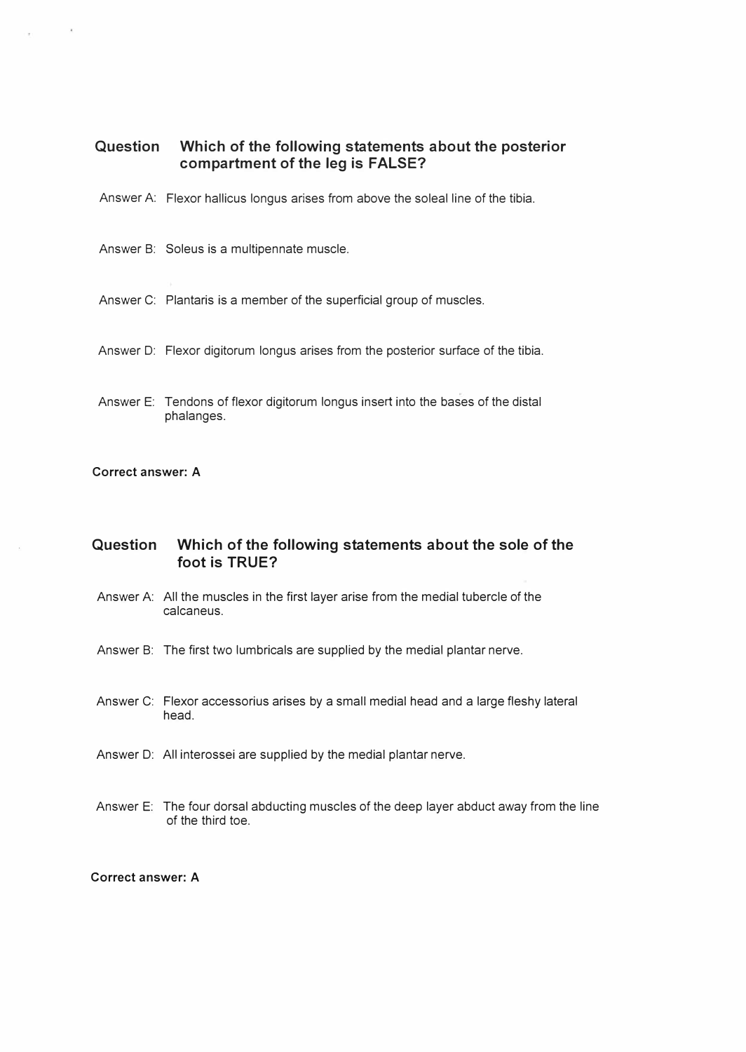**Question** **Which of the following statements about the posterior compartment of the leg is FALSE?**

Answer A: Flexor hallicus longus arises from above the soleal line of the tibia.

Answer B: Soleus is a multipennate muscle.

Answer C: Plantaris is a member of the superficial group of muscles.

Answer D: Flexor digitorum longus arises from the posterior surface of the tibia.

Answer E: Tendons of flexor digitorum longus insert into the bases of the distal phalanges.

**Correct answer: A**

**Question** **Which of the following statements about the sole of the foot is TRUE?**

Answer A: All the muscles in the first layer arise from the medial tubercle of the calcaneus.

Answer B: The first two lumbricals are supplied by the medial plantar nerve.

Answer C: Flexor accessorius arises by a small medial head and a large fleshy lateral head.

Answer D: All interossei are supplied by the medial plantar nerve.

Answer E: The four dorsal abducting muscles of the deep layer abduct away from the line of the third toe.

**Correct answer: A**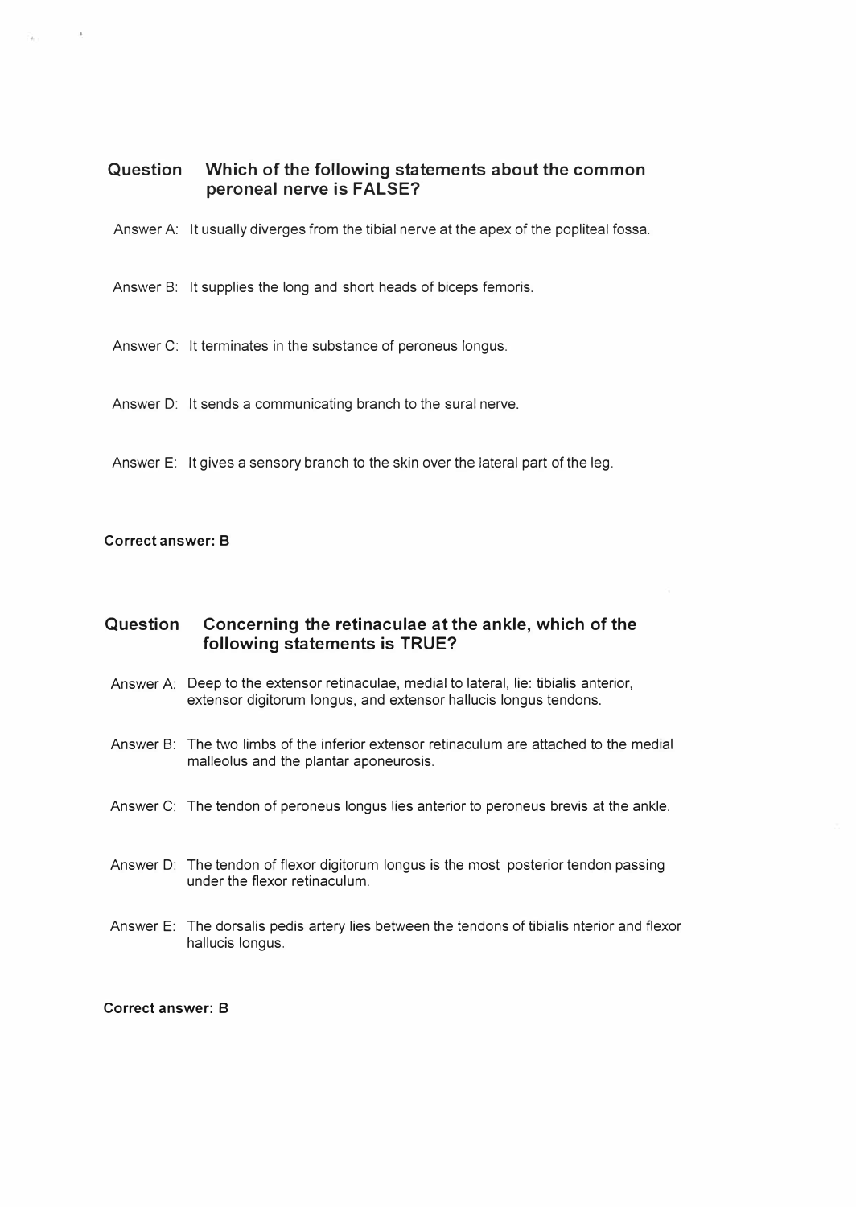**Question Which of the following statements about the common peroneal nerve is FALSE?**

Answer A: It usually diverges from the tibial nerve at the apex of the popliteal fossa.

Answer B: It supplies the long and short heads of biceps femoris.

Answer C: It terminates in the substance of peroneus longus.

Answer D: It sends a communicating branch to the sural nerve.

Answer E: It gives a sensory branch to the skin over the lateral part of the leg.

**Correct answer: B**

**Question Concerning the retinaculae at the ankle, which of the following statements is TRUE?**

Answer A: Deep to the extensor retinaculae, medial to lateral, lie: tibialis anterior, extensor digitorum longus, and extensor hallucis longus tendons.

Answer B: The two limbs of the inferior extensor retinaculum are attached to the medial malleolus and the plantar aponeurosis.

Answer C: The tendon of peroneus longus lies anterior to peroneus brevis at the ankle.

Answer D: The tendon of flexor digitorum longus is the most posterior tendon passing under the flexor retinaculum.

Answer E: The dorsalis pedis artery lies between the tendons of tibialis nterior and flexor hallucis longus.

**Correct answer: B**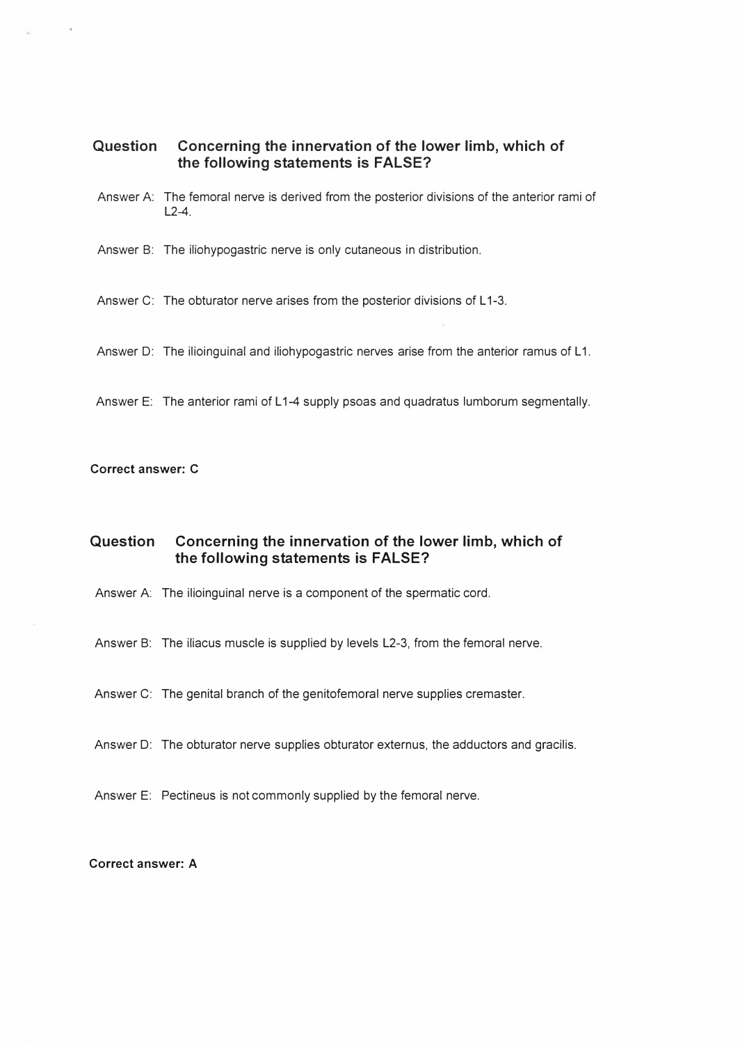**Question** **Concerning the innervation of the lower limb, which of the following statements is FALSE?**

Answer A: The femoral nerve is derived from the posterior divisions of the anterior rami of L2-4.

Answer B: The iliohypogastric nerve is only cutaneous in distribution.

Answer C: The obturator nerve arises from the posterior divisions of L1-3.

Answer D: The ilioinguinal and iliohypogastric nerves arise from the anterior ramus of L1.

Answer E: The anterior rami of L1-4 supply psoas and quadratus lumborum segmentally.

**Correct answer: C**

**Question** **Concerning the innervation of the lower limb, which of the following statements is FALSE?**

Answer A: The ilioinguinal nerve is a component of the spermatic cord.

Answer B: The iliacus muscle is supplied by levels L2-3, from the femoral nerve.

Answer C: The genital branch of the genitofemoral nerve supplies cremaster.

Answer D: The obturator nerve supplies obturator externus, the adductors and gracilis.

Answer E: Pectineus is not commonly supplied by the femoral nerve.

**Correct answer: A**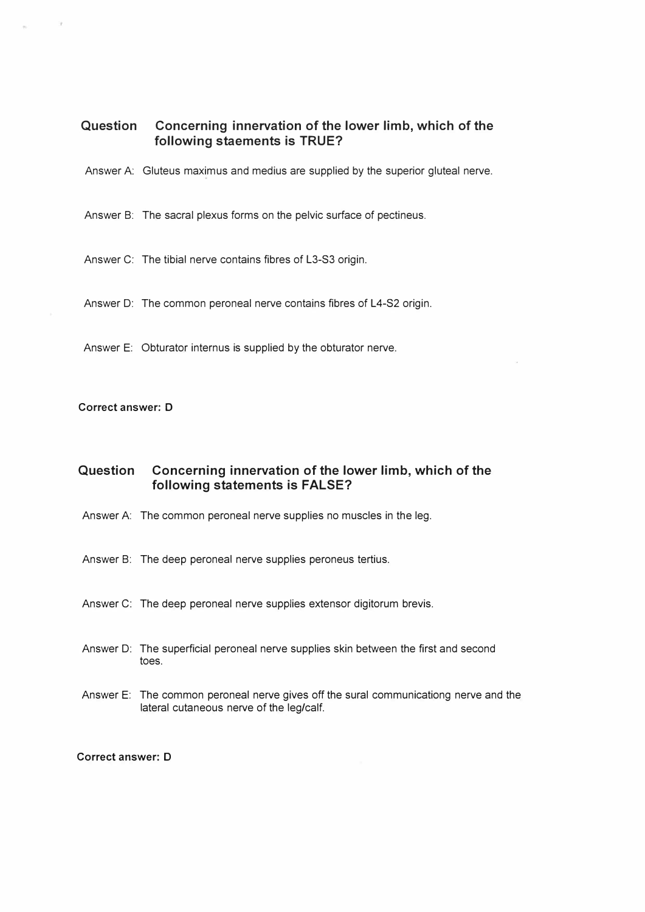**Question** **Concerning innervation of the lower limb, which of the following staements is TRUE?**

Answer A: Gluteus maximus and medius are supplied by the superior gluteal nerve.

Answer B: The sacral plexus forms on the pelvic surface of pectineus.

Answer C: The tibial nerve contains fibres of L3-S3 origin.

Answer D: The common peroneal nerve contains fibres of L4-S2 origin.

Answer E: Obturator internus is supplied by the obturator nerve.

**Correct answer: D**

**Question** **Concerning innervation of the lower limb, which of the following statements is FALSE?**

Answer A: The common peroneal nerve supplies no muscles in the leg.

Answer B: The deep peroneal nerve supplies peroneus tertius.

Answer C: The deep peroneal nerve supplies extensor digitorum brevis.

Answer D: The superficial peroneal nerve supplies skin between the first and second toes.

Answer E: The common peroneal nerve gives off the sural communicationg nerve and the lateral cutaneous nerve of the leg/calf.

**Correct answer: D**